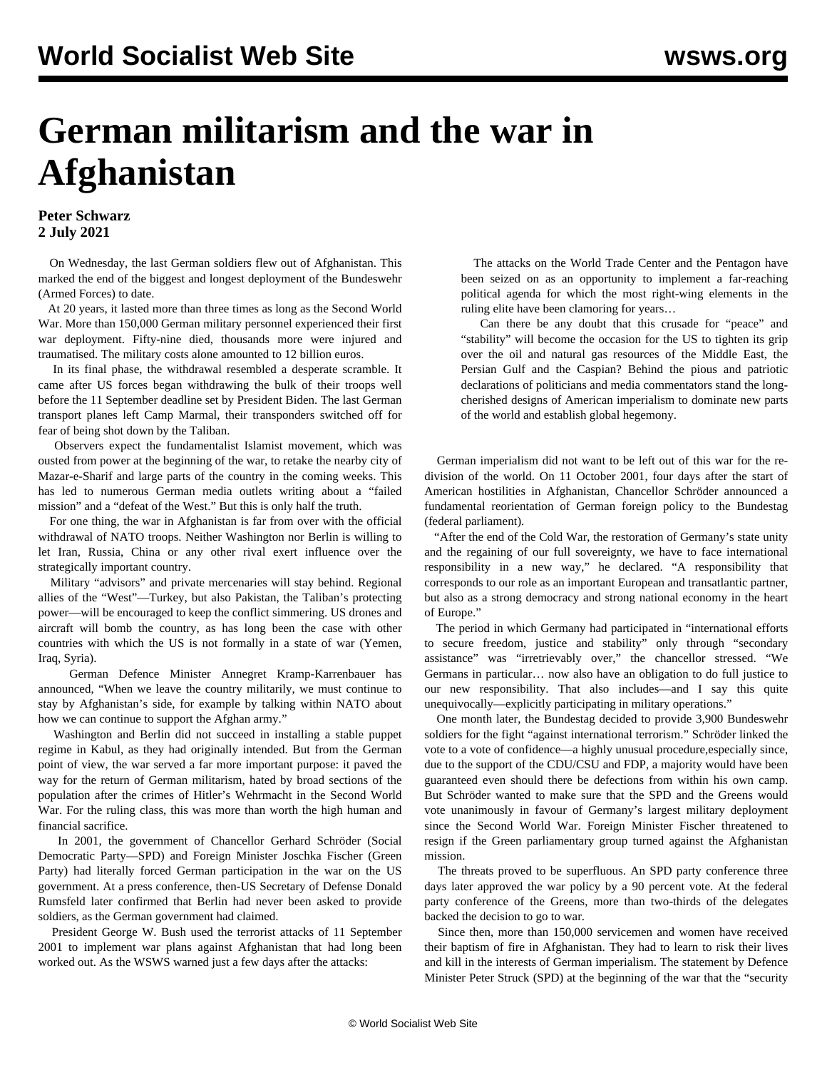# German militarism and the war in Afghanistan

**Peter Schwarz**
**2 July 2021**

On Wednesday, the last German soldiers flew out of Afghanistan. This marked the end of the biggest and longest deployment of the Bundeswehr (Armed Forces) to date.

At 20 years, it lasted more than three times as long as the Second World War. More than 150,000 German military personnel experienced their first war deployment. Fifty-nine died, thousands more were injured and traumatised. The military costs alone amounted to 12 billion euros.

In its final phase, the withdrawal resembled a desperate scramble. It came after US forces began withdrawing the bulk of their troops well before the 11 September deadline set by President Biden. The last German transport planes left Camp Marmal, their transponders switched off for fear of being shot down by the Taliban.

Observers expect the fundamentalist Islamist movement, which was ousted from power at the beginning of the war, to retake the nearby city of Mazar-e-Sharif and large parts of the country in the coming weeks. This has led to numerous German media outlets writing about a "failed mission" and a "defeat of the West." But this is only half the truth.

For one thing, the war in Afghanistan is far from over with the official withdrawal of NATO troops. Neither Washington nor Berlin is willing to let Iran, Russia, China or any other rival exert influence over the strategically important country.

Military "advisors" and private mercenaries will stay behind. Regional allies of the "West"—Turkey, but also Pakistan, the Taliban's protecting power—will be encouraged to keep the conflict simmering. US drones and aircraft will bomb the country, as has long been the case with other countries with which the US is not formally in a state of war (Yemen, Iraq, Syria).

German Defence Minister Annegret Kramp-Karrenbauer has announced, "When we leave the country militarily, we must continue to stay by Afghanistan's side, for example by talking within NATO about how we can continue to support the Afghan army."

Washington and Berlin did not succeed in installing a stable puppet regime in Kabul, as they had originally intended. But from the German point of view, the war served a far more important purpose: it paved the way for the return of German militarism, hated by broad sections of the population after the crimes of Hitler's Wehrmacht in the Second World War. For the ruling class, this was more than worth the high human and financial sacrifice.

In 2001, the government of Chancellor Gerhard Schröder (Social Democratic Party—SPD) and Foreign Minister Joschka Fischer (Green Party) had literally forced German participation in the war on the US government. At a press conference, then-US Secretary of Defense Donald Rumsfeld later confirmed that Berlin had never been asked to provide soldiers, as the German government had claimed.

President George W. Bush used the terrorist attacks of 11 September 2001 to implement war plans against Afghanistan that had long been worked out. As the WSWS warned just a few days after the attacks:

> The attacks on the World Trade Center and the Pentagon have been seized on as an opportunity to implement a far-reaching political agenda for which the most right-wing elements in the ruling elite have been clamoring for years…
>
> Can there be any doubt that this crusade for "peace" and "stability" will become the occasion for the US to tighten its grip over the oil and natural gas resources of the Middle East, the Persian Gulf and the Caspian? Behind the pious and patriotic declarations of politicians and media commentators stand the long-cherished designs of American imperialism to dominate new parts of the world and establish global hegemony.

German imperialism did not want to be left out of this war for the re-division of the world. On 11 October 2001, four days after the start of American hostilities in Afghanistan, Chancellor Schröder announced a fundamental reorientation of German foreign policy to the Bundestag (federal parliament).

"After the end of the Cold War, the restoration of Germany's state unity and the regaining of our full sovereignty, we have to face international responsibility in a new way," he declared. "A responsibility that corresponds to our role as an important European and transatlantic partner, but also as a strong democracy and strong national economy in the heart of Europe."

The period in which Germany had participated in "international efforts to secure freedom, justice and stability" only through "secondary assistance" was "irretrievably over," the chancellor stressed. "We Germans in particular… now also have an obligation to do full justice to our new responsibility. That also includes—and I say this quite unequivocally—explicitly participating in military operations."

One month later, the Bundestag decided to provide 3,900 Bundeswehr soldiers for the fight "against international terrorism." Schröder linked the vote to a vote of confidence—a highly unusual procedure,especially since, due to the support of the CDU/CSU and FDP, a majority would have been guaranteed even should there be defections from within his own camp. But Schröder wanted to make sure that the SPD and the Greens would vote unanimously in favour of Germany's largest military deployment since the Second World War. Foreign Minister Fischer threatened to resign if the Green parliamentary group turned against the Afghanistan mission.

The threats proved to be superfluous. An SPD party conference three days later approved the war policy by a 90 percent vote. At the federal party conference of the Greens, more than two-thirds of the delegates backed the decision to go to war.

Since then, more than 150,000 servicemen and women have received their baptism of fire in Afghanistan. They had to learn to risk their lives and kill in the interests of German imperialism. The statement by Defence Minister Peter Struck (SPD) at the beginning of the war that the "security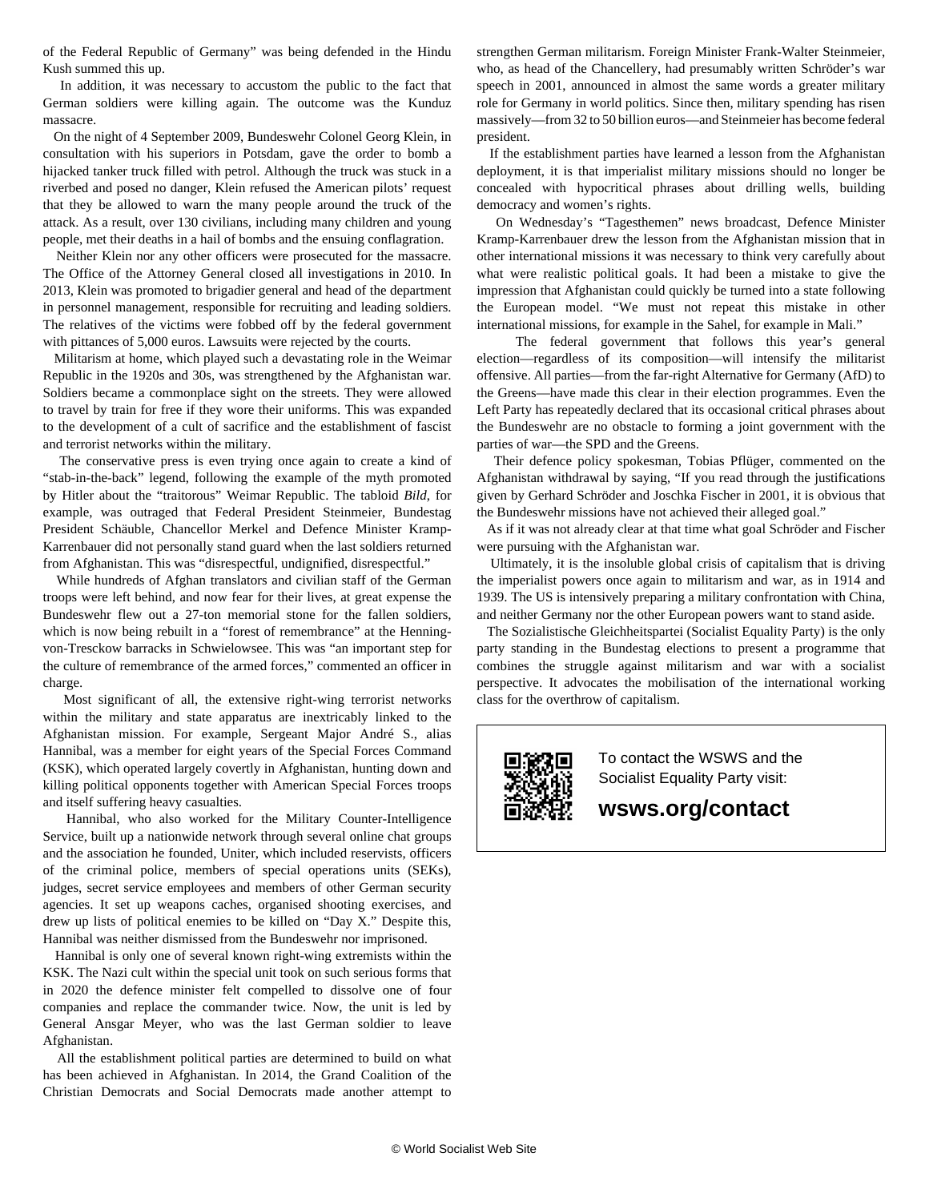of the Federal Republic of Germany" was being defended in the Hindu Kush summed this up.

In addition, it was necessary to accustom the public to the fact that German soldiers were killing again. The outcome was the Kunduz massacre.

On the night of 4 September 2009, Bundeswehr Colonel Georg Klein, in consultation with his superiors in Potsdam, gave the order to bomb a hijacked tanker truck filled with petrol. Although the truck was stuck in a riverbed and posed no danger, Klein refused the American pilots' request that they be allowed to warn the many people around the truck of the attack. As a result, over 130 civilians, including many children and young people, met their deaths in a hail of bombs and the ensuing conflagration.

Neither Klein nor any other officers were prosecuted for the massacre. The Office of the Attorney General closed all investigations in 2010. In 2013, Klein was promoted to brigadier general and head of the department in personnel management, responsible for recruiting and leading soldiers. The relatives of the victims were fobbed off by the federal government with pittances of 5,000 euros. Lawsuits were rejected by the courts.

Militarism at home, which played such a devastating role in the Weimar Republic in the 1920s and 30s, was strengthened by the Afghanistan war. Soldiers became a commonplace sight on the streets. They were allowed to travel by train for free if they wore their uniforms. This was expanded to the development of a cult of sacrifice and the establishment of fascist and terrorist networks within the military.

The conservative press is even trying once again to create a kind of "stab-in-the-back" legend, following the example of the myth promoted by Hitler about the "traitorous" Weimar Republic. The tabloid *Bild*, for example, was outraged that Federal President Steinmeier, Bundestag President Schäuble, Chancellor Merkel and Defence Minister Kramp-Karrenbauer did not personally stand guard when the last soldiers returned from Afghanistan. This was "disrespectful, undignified, disrespectful."

While hundreds of Afghan translators and civilian staff of the German troops were left behind, and now fear for their lives, at great expense the Bundeswehr flew out a 27-ton memorial stone for the fallen soldiers, which is now being rebuilt in a "forest of remembrance" at the Henning-von-Tresckow barracks in Schwielowsee. This was "an important step for the culture of remembrance of the armed forces," commented an officer in charge.

Most significant of all, the extensive right-wing terrorist networks within the military and state apparatus are inextricably linked to the Afghanistan mission. For example, Sergeant Major André S., alias Hannibal, was a member for eight years of the Special Forces Command (KSK), which operated largely covertly in Afghanistan, hunting down and killing political opponents together with American Special Forces troops and itself suffering heavy casualties.

Hannibal, who also worked for the Military Counter-Intelligence Service, built up a nationwide network through several online chat groups and the association he founded, Uniter, which included reservists, officers of the criminal police, members of special operations units (SEKs), judges, secret service employees and members of other German security agencies. It set up weapons caches, organised shooting exercises, and drew up lists of political enemies to be killed on "Day X." Despite this, Hannibal was neither dismissed from the Bundeswehr nor imprisoned.

Hannibal is only one of several known right-wing extremists within the KSK. The Nazi cult within the special unit took on such serious forms that in 2020 the defence minister felt compelled to dissolve one of four companies and replace the commander twice. Now, the unit is led by General Ansgar Meyer, who was the last German soldier to leave Afghanistan.

All the establishment political parties are determined to build on what has been achieved in Afghanistan. In 2014, the Grand Coalition of the Christian Democrats and Social Democrats made another attempt to strengthen German militarism. Foreign Minister Frank-Walter Steinmeier, who, as head of the Chancellery, had presumably written Schröder's war speech in 2001, announced in almost the same words a greater military role for Germany in world politics. Since then, military spending has risen massively—from 32 to 50 billion euros—and Steinmeier has become federal president.

If the establishment parties have learned a lesson from the Afghanistan deployment, it is that imperialist military missions should no longer be concealed with hypocritical phrases about drilling wells, building democracy and women's rights.

On Wednesday's "Tagesthemen" news broadcast, Defence Minister Kramp-Karrenbauer drew the lesson from the Afghanistan mission that in other international missions it was necessary to think very carefully about what were realistic political goals. It had been a mistake to give the impression that Afghanistan could quickly be turned into a state following the European model. "We must not repeat this mistake in other international missions, for example in the Sahel, for example in Mali."

The federal government that follows this year's general election—regardless of its composition—will intensify the militarist offensive. All parties—from the far-right Alternative for Germany (AfD) to the Greens—have made this clear in their election programmes. Even the Left Party has repeatedly declared that its occasional critical phrases about the Bundeswehr are no obstacle to forming a joint government with the parties of war—the SPD and the Greens.

Their defence policy spokesman, Tobias Pflüger, commented on the Afghanistan withdrawal by saying, "If you read through the justifications given by Gerhard Schröder and Joschka Fischer in 2001, it is obvious that the Bundeswehr missions have not achieved their alleged goal."

As if it was not already clear at that time what goal Schröder and Fischer were pursuing with the Afghanistan war.

Ultimately, it is the insoluble global crisis of capitalism that is driving the imperialist powers once again to militarism and war, as in 1914 and 1939. The US is intensively preparing a military confrontation with China, and neither Germany nor the other European powers want to stand aside.

The Sozialistische Gleichheitspartei (Socialist Equality Party) is the only party standing in the Bundestag elections to present a programme that combines the struggle against militarism and war with a socialist perspective. It advocates the mobilisation of the international working class for the overthrow of capitalism.

To contact the WSWS and the Socialist Equality Party visit:

**wsws.org/contact**